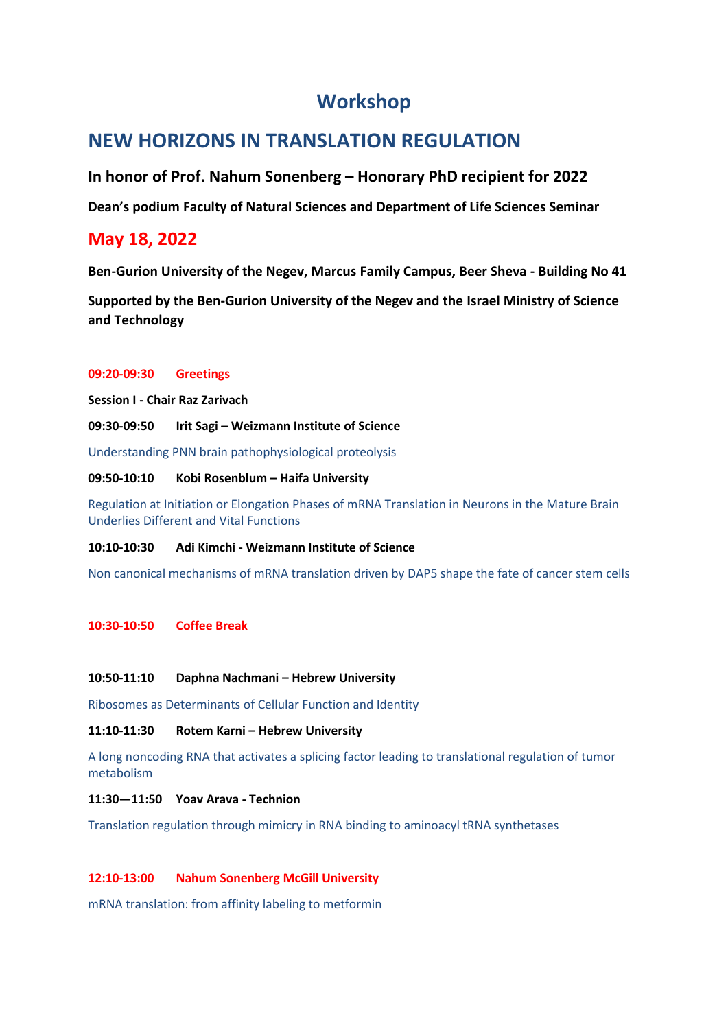# Workshop

## NEW HORIZONS IN TRANSLATION REGULATION

### In honor of Prof. Nahum Sonenberg – Honorary PhD recipient for 2022

**Dean's podium Faculty of Natural Sciences and Department of Life Sciences Seminar**

## May 18, 2022

**Ben-Gurion University of the Negev, Marcus Family Campus, Beer Sheva - Building No 41**

**Supported by the Ben-Gurion University of the Negev and the Israel Ministry of Science and Technology**

**09:20-09:30 Greetings**

**Session I - Chair Raz Zarivach**

**09:30-09:50 Irit Sagi – Weizmann Institute of Science**

Understanding PNN brain pathophysiological proteolysis

**09:50-10:10 Kobi Rosenblum – Haifa University**

Regulation at Initiation or Elongation Phases of mRNA Translation in Neurons in the Mature Brain Underlies Different and Vital Functions

**10:10-10:30 Adi Kimchi - Weizmann Institute of Science**

Non canonical mechanisms of mRNA translation driven by DAP5 shape the fate of cancer stem cells

**10:30-10:50 Coffee Break**

**10:50-11:10 Daphna Nachmani – Hebrew University**

Ribosomes as Determinants of Cellular Function and Identity

**11:10-11:30 Rotem Karni – Hebrew University**

A long noncoding RNA that activates a splicing factor leading to translational regulation of tumor metabolism

**11:30—11:50 Yoav Arava - Technion**

Translation regulation through mimicry in RNA binding to aminoacyl tRNA synthetases

**12:10-13:00 Nahum Sonenberg McGill University**

mRNA translation: from affinity labeling to metformin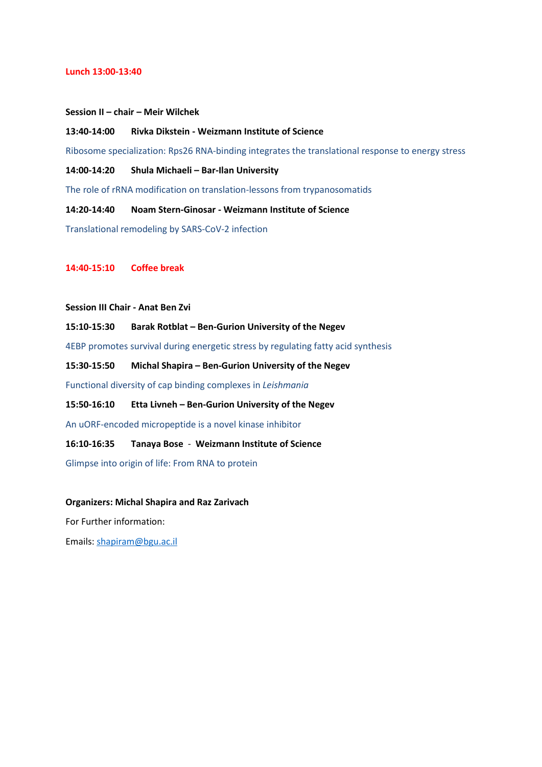**Lunch 13:00-13:40**

**Session II – chair – Meir Wilchek**

**13:40-14:00 Rivka Dikstein - Weizmann Institute of Science**

Ribosome specialization: Rps26 RNA-binding integrates the translational response to energy stress

**14:00-14:20 Shula Michaeli – Bar-Ilan University**

The role of rRNA modification on translation-lessons from trypanosomatids

**14:20-14:40 Noam Stern-Ginosar - Weizmann Institute of Science**

Translational remodeling by SARS-CoV-2 infection

**14:40-15:10 Coffee break**

**Session III Chair - Anat Ben Zvi**

**15:10-15:30 Barak Rotblat – Ben-Gurion University of the Negev**

4EBP promotes survival during energetic stress by regulating fatty acid synthesis

**15:30-15:50 Michal Shapira – Ben-Gurion University of the Negev**

Functional diversity of cap binding complexes in *Leishmania*

**15:50-16:10 Etta Livneh – Ben-Gurion University of the Negev**

An uORF-encoded micropeptide is a novel kinase inhibitor

**16:10-16:35 Tanaya Bose - Weizmann Institute of Science**

Glimpse into origin of life: From RNA to protein

**Organizers: Michal Shapira and Raz Zarivach**

For Further information:

Emails: shapiram@bgu.ac.il